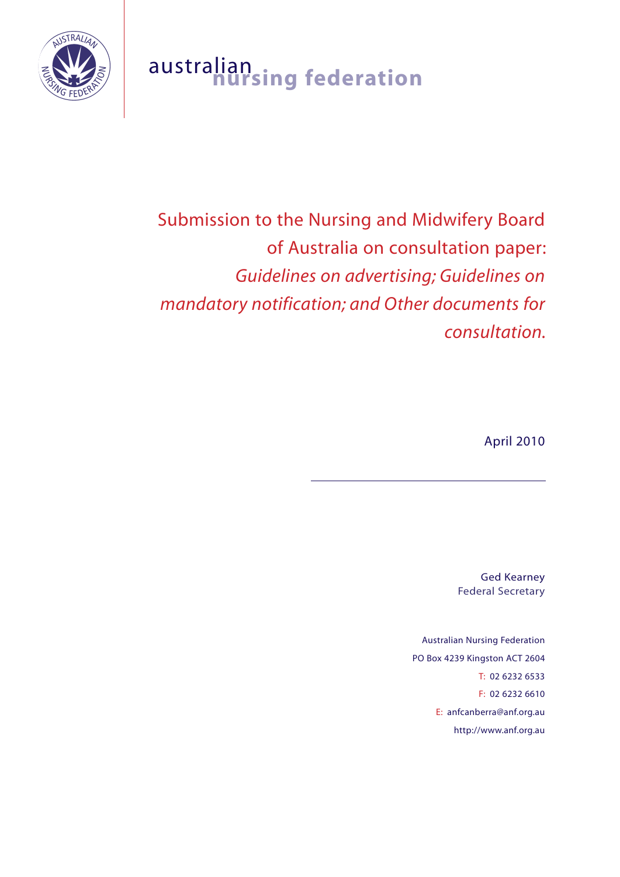australian **nursing federation**

# Submission to the Nursing and Midwifery Board of Australia on consultation paper: *Guidelines on advertising; Guidelines on mandatory notification; and Other documents for consultation.*

April 2010

Ged Kearney
Federal Secretary

Australian Nursing Federation
PO Box 4239 Kingston ACT 2604
T: 02 6232 6533
F: 02 6232 6610
E: anfcanberra@anf.org.au
http://www.anf.org.au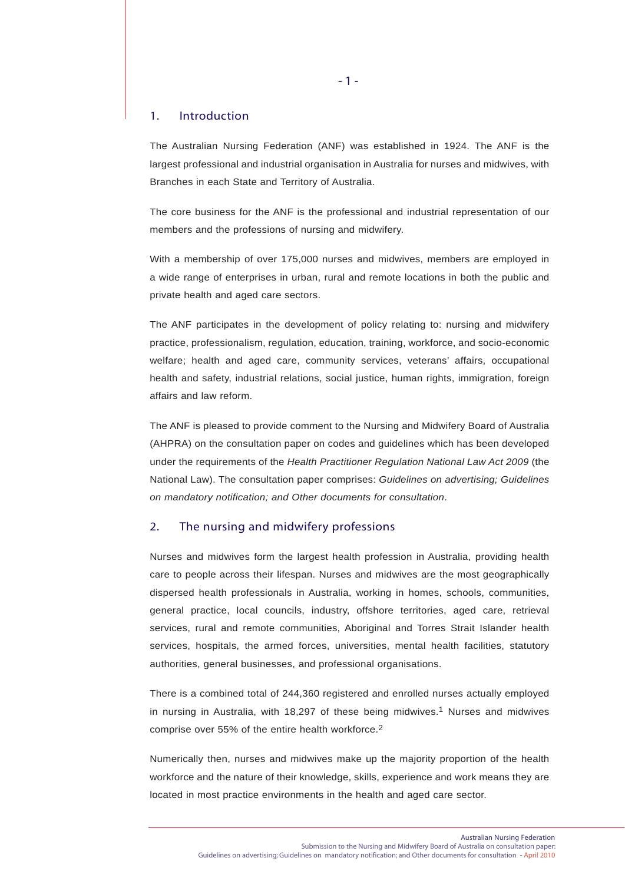## 1. Introduction

The Australian Nursing Federation (ANF) was established in 1924. The ANF is the largest professional and industrial organisation in Australia for nurses and midwives, with Branches in each State and Territory of Australia.

The core business for the ANF is the professional and industrial representation of our members and the professions of nursing and midwifery.

With a membership of over 175,000 nurses and midwives, members are employed in a wide range of enterprises in urban, rural and remote locations in both the public and private health and aged care sectors.

The ANF participates in the development of policy relating to: nursing and midwifery practice, professionalism, regulation, education, training, workforce, and socio-economic welfare; health and aged care, community services, veterans' affairs, occupational health and safety, industrial relations, social justice, human rights, immigration, foreign affairs and law reform.

The ANF is pleased to provide comment to the Nursing and Midwifery Board of Australia (AHPRA) on the consultation paper on codes and guidelines which has been developed under the requirements of the *Health Practitioner Regulation National Law Act 2009* (the National Law). The consultation paper comprises: *Guidelines on advertising; Guidelines on mandatory notification; and Other documents for consultation*.

## 2. The nursing and midwifery professions

Nurses and midwives form the largest health profession in Australia, providing health care to people across their lifespan. Nurses and midwives are the most geographically dispersed health professionals in Australia, working in homes, schools, communities, general practice, local councils, industry, offshore territories, aged care, retrieval services, rural and remote communities, Aboriginal and Torres Strait Islander health services, hospitals, the armed forces, universities, mental health facilities, statutory authorities, general businesses, and professional organisations.

There is a combined total of 244,360 registered and enrolled nurses actually employed in nursing in Australia, with 18,297 of these being midwives.[1] Nurses and midwives comprise over 55% of the entire health workforce.[2]

Numerically then, nurses and midwives make up the majority proportion of the health workforce and the nature of their knowledge, skills, experience and work means they are located in most practice environments in the health and aged care sector.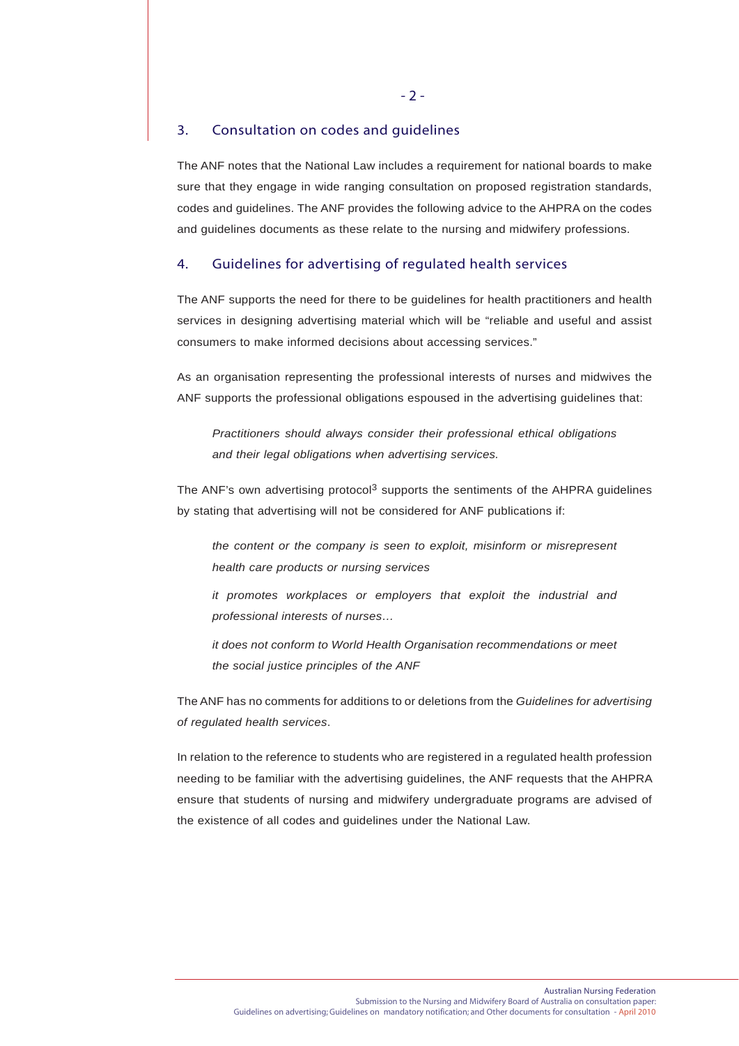## 3. Consultation on codes and guidelines

The ANF notes that the National Law includes a requirement for national boards to make sure that they engage in wide ranging consultation on proposed registration standards, codes and guidelines. The ANF provides the following advice to the AHPRA on the codes and guidelines documents as these relate to the nursing and midwifery professions.

## 4. Guidelines for advertising of regulated health services

The ANF supports the need for there to be guidelines for health practitioners and health services in designing advertising material which will be "reliable and useful and assist consumers to make informed decisions about accessing services."

As an organisation representing the professional interests of nurses and midwives the ANF supports the professional obligations espoused in the advertising guidelines that:

> *Practitioners should always consider their professional ethical obligations and their legal obligations when advertising services.*

The ANF's own advertising protocol[3] supports the sentiments of the AHPRA guidelines by stating that advertising will not be considered for ANF publications if:

> *the content or the company is seen to exploit, misinform or misrepresent health care products or nursing services*
>
> *it promotes workplaces or employers that exploit the industrial and professional interests of nurses…*
>
> *it does not conform to World Health Organisation recommendations or meet the social justice principles of the ANF*

The ANF has no comments for additions to or deletions from the *Guidelines for advertising of regulated health services*.

In relation to the reference to students who are registered in a regulated health profession needing to be familiar with the advertising guidelines, the ANF requests that the AHPRA ensure that students of nursing and midwifery undergraduate programs are advised of the existence of all codes and guidelines under the National Law.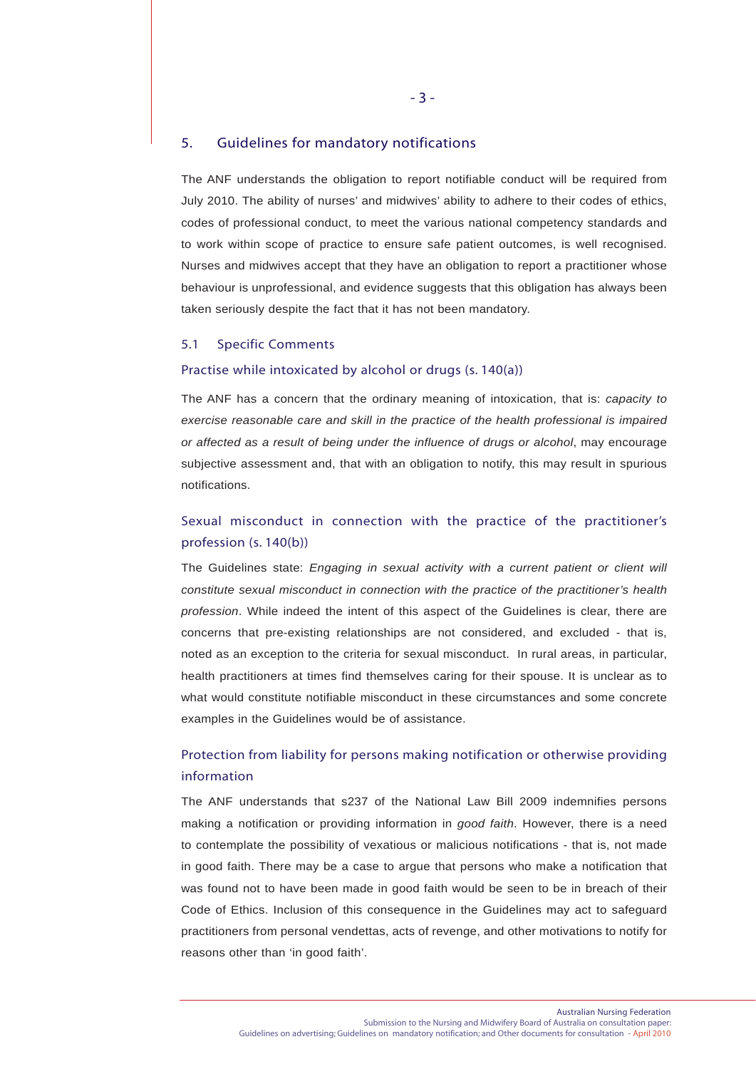## 5. Guidelines for mandatory notifications

The ANF understands the obligation to report notifiable conduct will be required from July 2010. The ability of nurses' and midwives' ability to adhere to their codes of ethics, codes of professional conduct, to meet the various national competency standards and to work within scope of practice to ensure safe patient outcomes, is well recognised. Nurses and midwives accept that they have an obligation to report a practitioner whose behaviour is unprofessional, and evidence suggests that this obligation has always been taken seriously despite the fact that it has not been mandatory.

### 5.1 Specific Comments

#### Practise while intoxicated by alcohol or drugs (s. 140(a))

The ANF has a concern that the ordinary meaning of intoxication, that is: *capacity to exercise reasonable care and skill in the practice of the health professional is impaired or affected as a result of being under the influence of drugs or alcohol*, may encourage subjective assessment and, that with an obligation to notify, this may result in spurious notifications.

#### Sexual misconduct in connection with the practice of the practitioner's profession (s. 140(b))

The Guidelines state: *Engaging in sexual activity with a current patient or client will constitute sexual misconduct in connection with the practice of the practitioner's health profession*. While indeed the intent of this aspect of the Guidelines is clear, there are concerns that pre-existing relationships are not considered, and excluded - that is, noted as an exception to the criteria for sexual misconduct. In rural areas, in particular, health practitioners at times find themselves caring for their spouse. It is unclear as to what would constitute notifiable misconduct in these circumstances and some concrete examples in the Guidelines would be of assistance.

#### Protection from liability for persons making notification or otherwise providing information

The ANF understands that s237 of the National Law Bill 2009 indemnifies persons making a notification or providing information in *good faith*. However, there is a need to contemplate the possibility of vexatious or malicious notifications - that is, not made in good faith. There may be a case to argue that persons who make a notification that was found not to have been made in good faith would be seen to be in breach of their Code of Ethics. Inclusion of this consequence in the Guidelines may act to safeguard practitioners from personal vendettas, acts of revenge, and other motivations to notify for reasons other than 'in good faith'.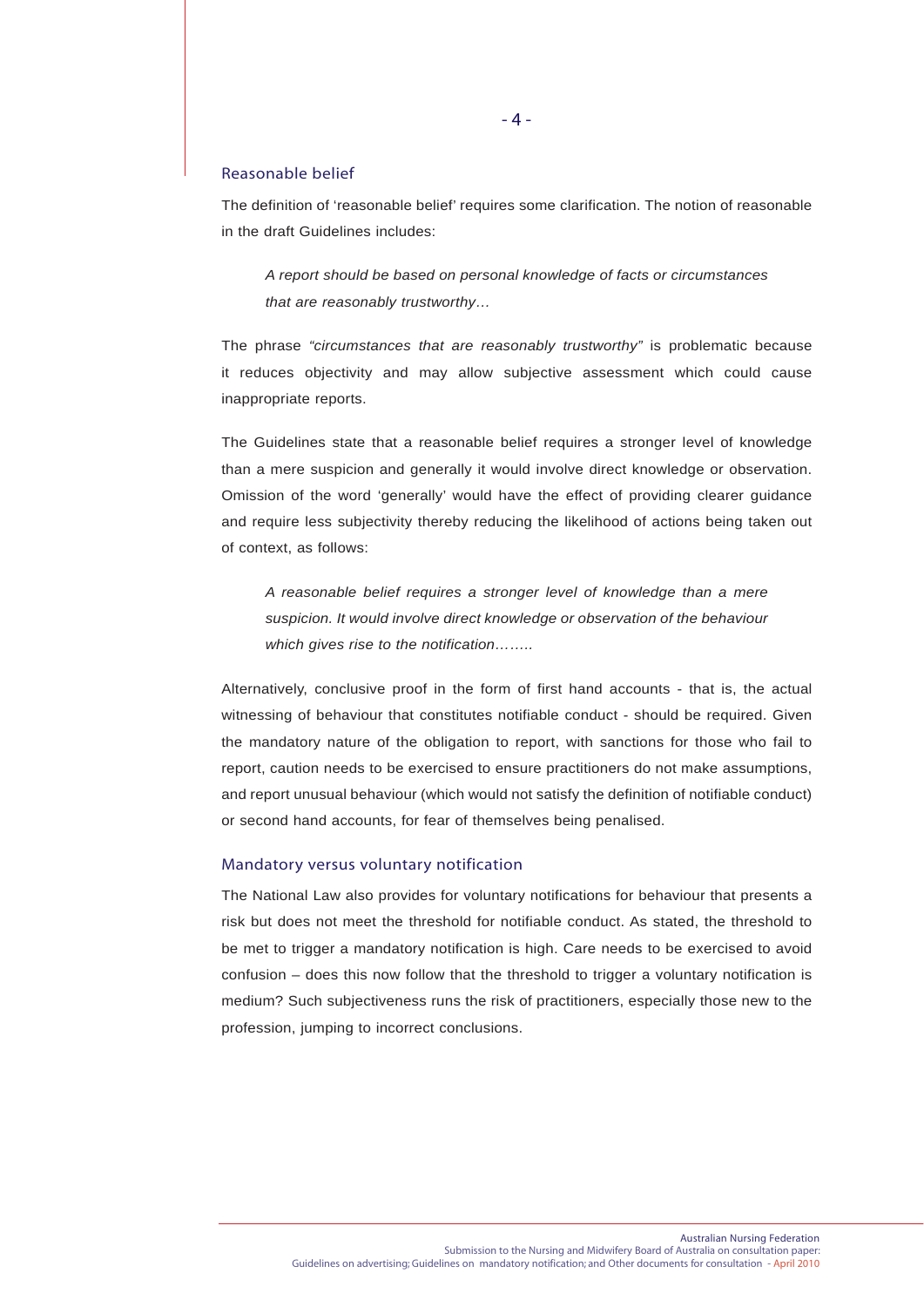## Reasonable belief

The definition of 'reasonable belief' requires some clarification. The notion of reasonable in the draft Guidelines includes:

> *A report should be based on personal knowledge of facts or circumstances that are reasonably trustworthy…*

The phrase *"circumstances that are reasonably trustworthy"* is problematic because it reduces objectivity and may allow subjective assessment which could cause inappropriate reports.

The Guidelines state that a reasonable belief requires a stronger level of knowledge than a mere suspicion and generally it would involve direct knowledge or observation. Omission of the word 'generally' would have the effect of providing clearer guidance and require less subjectivity thereby reducing the likelihood of actions being taken out of context, as follows:

> *A reasonable belief requires a stronger level of knowledge than a mere suspicion. It would involve direct knowledge or observation of the behaviour which gives rise to the notification……..*

Alternatively, conclusive proof in the form of first hand accounts - that is, the actual witnessing of behaviour that constitutes notifiable conduct - should be required. Given the mandatory nature of the obligation to report, with sanctions for those who fail to report, caution needs to be exercised to ensure practitioners do not make assumptions, and report unusual behaviour (which would not satisfy the definition of notifiable conduct) or second hand accounts, for fear of themselves being penalised.

## Mandatory versus voluntary notification

The National Law also provides for voluntary notifications for behaviour that presents a risk but does not meet the threshold for notifiable conduct. As stated, the threshold to be met to trigger a mandatory notification is high. Care needs to be exercised to avoid confusion – does this now follow that the threshold to trigger a voluntary notification is medium? Such subjectiveness runs the risk of practitioners, especially those new to the profession, jumping to incorrect conclusions.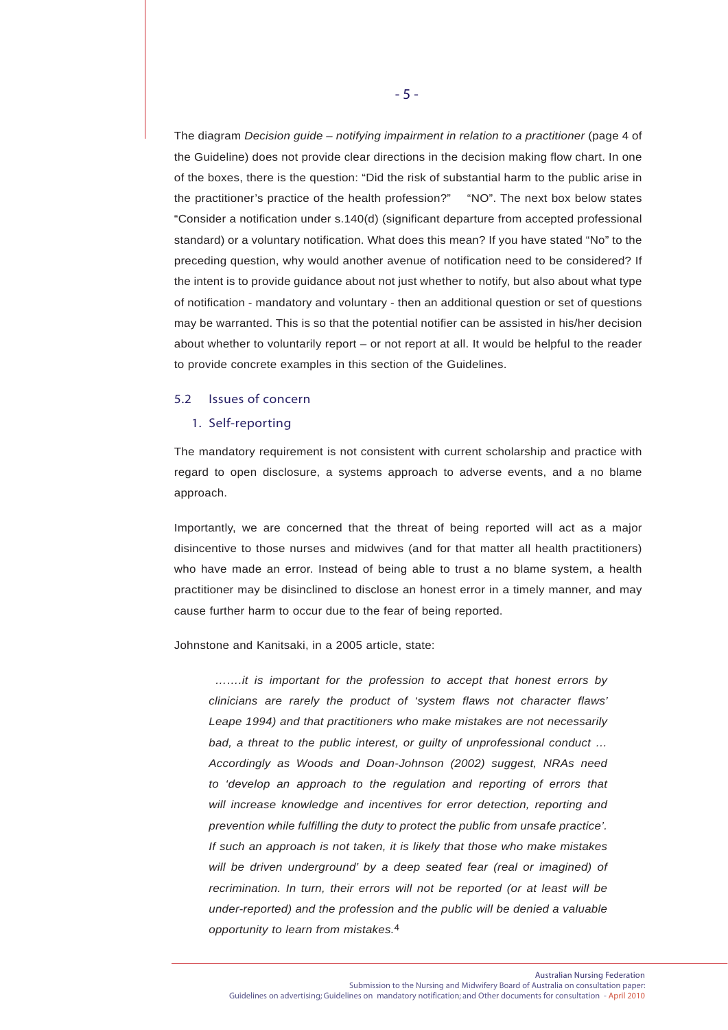The diagram *Decision guide – notifying impairment in relation to a practitioner* (page 4 of the Guideline) does not provide clear directions in the decision making flow chart. In one of the boxes, there is the question: "Did the risk of substantial harm to the public arise in the practitioner's practice of the health profession?" "NO". The next box below states "Consider a notification under s.140(d) (significant departure from accepted professional standard) or a voluntary notification. What does this mean? If you have stated "No" to the preceding question, why would another avenue of notification need to be considered? If the intent is to provide guidance about not just whether to notify, but also about what type of notification - mandatory and voluntary - then an additional question or set of questions may be warranted. This is so that the potential notifier can be assisted in his/her decision about whether to voluntarily report – or not report at all. It would be helpful to the reader to provide concrete examples in this section of the Guidelines.

## 5.2 Issues of concern

### 1. Self-reporting

The mandatory requirement is not consistent with current scholarship and practice with regard to open disclosure, a systems approach to adverse events, and a no blame approach.

Importantly, we are concerned that the threat of being reported will act as a major disincentive to those nurses and midwives (and for that matter all health practitioners) who have made an error. Instead of being able to trust a no blame system, a health practitioner may be disinclined to disclose an honest error in a timely manner, and may cause further harm to occur due to the fear of being reported.

Johnstone and Kanitsaki, in a 2005 article, state:

> *.......it is important for the profession to accept that honest errors by clinicians are rarely the product of 'system flaws not character flaws' Leape 1994) and that practitioners who make mistakes are not necessarily bad, a threat to the public interest, or guilty of unprofessional conduct … Accordingly as Woods and Doan-Johnson (2002) suggest, NRAs need to 'develop an approach to the regulation and reporting of errors that will increase knowledge and incentives for error detection, reporting and prevention while fulfilling the duty to protect the public from unsafe practice'. If such an approach is not taken, it is likely that those who make mistakes will be driven underground' by a deep seated fear (real or imagined) of recrimination. In turn, their errors will not be reported (or at least will be under-reported) and the profession and the public will be denied a valuable opportunity to learn from mistakes.*[4]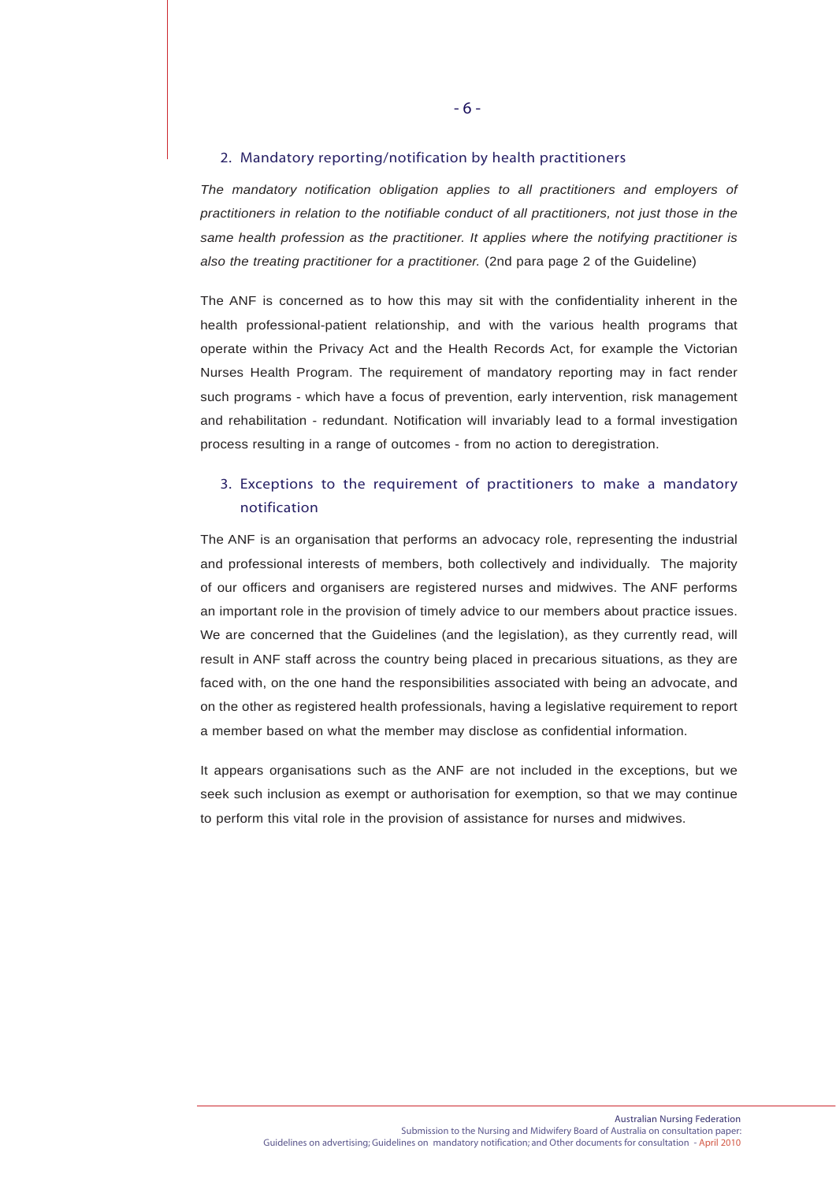## 2. Mandatory reporting/notification by health practitioners

*The mandatory notification obligation applies to all practitioners and employers of practitioners in relation to the notifiable conduct of all practitioners, not just those in the same health profession as the practitioner. It applies where the notifying practitioner is also the treating practitioner for a practitioner.* (2nd para page 2 of the Guideline)

The ANF is concerned as to how this may sit with the confidentiality inherent in the health professional-patient relationship, and with the various health programs that operate within the Privacy Act and the Health Records Act, for example the Victorian Nurses Health Program. The requirement of mandatory reporting may in fact render such programs - which have a focus of prevention, early intervention, risk management and rehabilitation - redundant. Notification will invariably lead to a formal investigation process resulting in a range of outcomes - from no action to deregistration.

## 3. Exceptions to the requirement of practitioners to make a mandatory notification

The ANF is an organisation that performs an advocacy role, representing the industrial and professional interests of members, both collectively and individually. The majority of our officers and organisers are registered nurses and midwives. The ANF performs an important role in the provision of timely advice to our members about practice issues. We are concerned that the Guidelines (and the legislation), as they currently read, will result in ANF staff across the country being placed in precarious situations, as they are faced with, on the one hand the responsibilities associated with being an advocate, and on the other as registered health professionals, having a legislative requirement to report a member based on what the member may disclose as confidential information.

It appears organisations such as the ANF are not included in the exceptions, but we seek such inclusion as exempt or authorisation for exemption, so that we may continue to perform this vital role in the provision of assistance for nurses and midwives.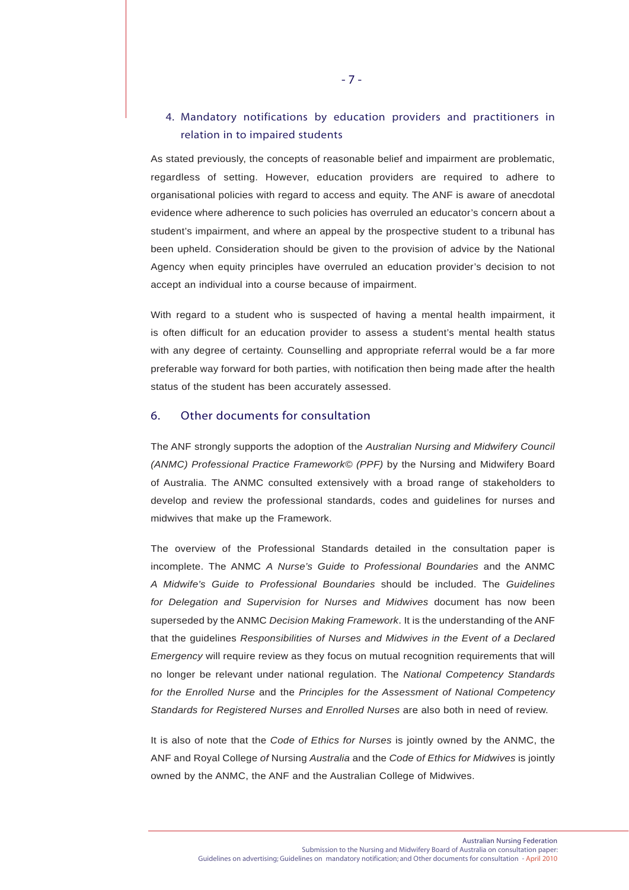### 4. Mandatory notifications by education providers and practitioners in relation in to impaired students

As stated previously, the concepts of reasonable belief and impairment are problematic, regardless of setting. However, education providers are required to adhere to organisational policies with regard to access and equity. The ANF is aware of anecdotal evidence where adherence to such policies has overruled an educator's concern about a student's impairment, and where an appeal by the prospective student to a tribunal has been upheld. Consideration should be given to the provision of advice by the National Agency when equity principles have overruled an education provider's decision to not accept an individual into a course because of impairment.

With regard to a student who is suspected of having a mental health impairment, it is often difficult for an education provider to assess a student's mental health status with any degree of certainty. Counselling and appropriate referral would be a far more preferable way forward for both parties, with notification then being made after the health status of the student has been accurately assessed.

## 6. Other documents for consultation

The ANF strongly supports the adoption of the *Australian Nursing and Midwifery Council (ANMC) Professional Practice Framework© (PPF)* by the Nursing and Midwifery Board of Australia. The ANMC consulted extensively with a broad range of stakeholders to develop and review the professional standards, codes and guidelines for nurses and midwives that make up the Framework.

The overview of the Professional Standards detailed in the consultation paper is incomplete. The ANMC *A Nurse's Guide to Professional Boundaries* and the ANMC *A Midwife's Guide to Professional Boundaries* should be included. The *Guidelines for Delegation and Supervision for Nurses and Midwives* document has now been superseded by the ANMC *Decision Making Framework*. It is the understanding of the ANF that the guidelines *Responsibilities of Nurses and Midwives in the Event of a Declared Emergency* will require review as they focus on mutual recognition requirements that will no longer be relevant under national regulation. The *National Competency Standards for the Enrolled Nurse* and the *Principles for the Assessment of National Competency Standards for Registered Nurses and Enrolled Nurses* are also both in need of review.

It is also of note that the *Code of Ethics for Nurses* is jointly owned by the ANMC, the ANF and Royal College *of* Nursing *Australia* and the *Code of Ethics for Midwives* is jointly owned by the ANMC, the ANF and the Australian College of Midwives.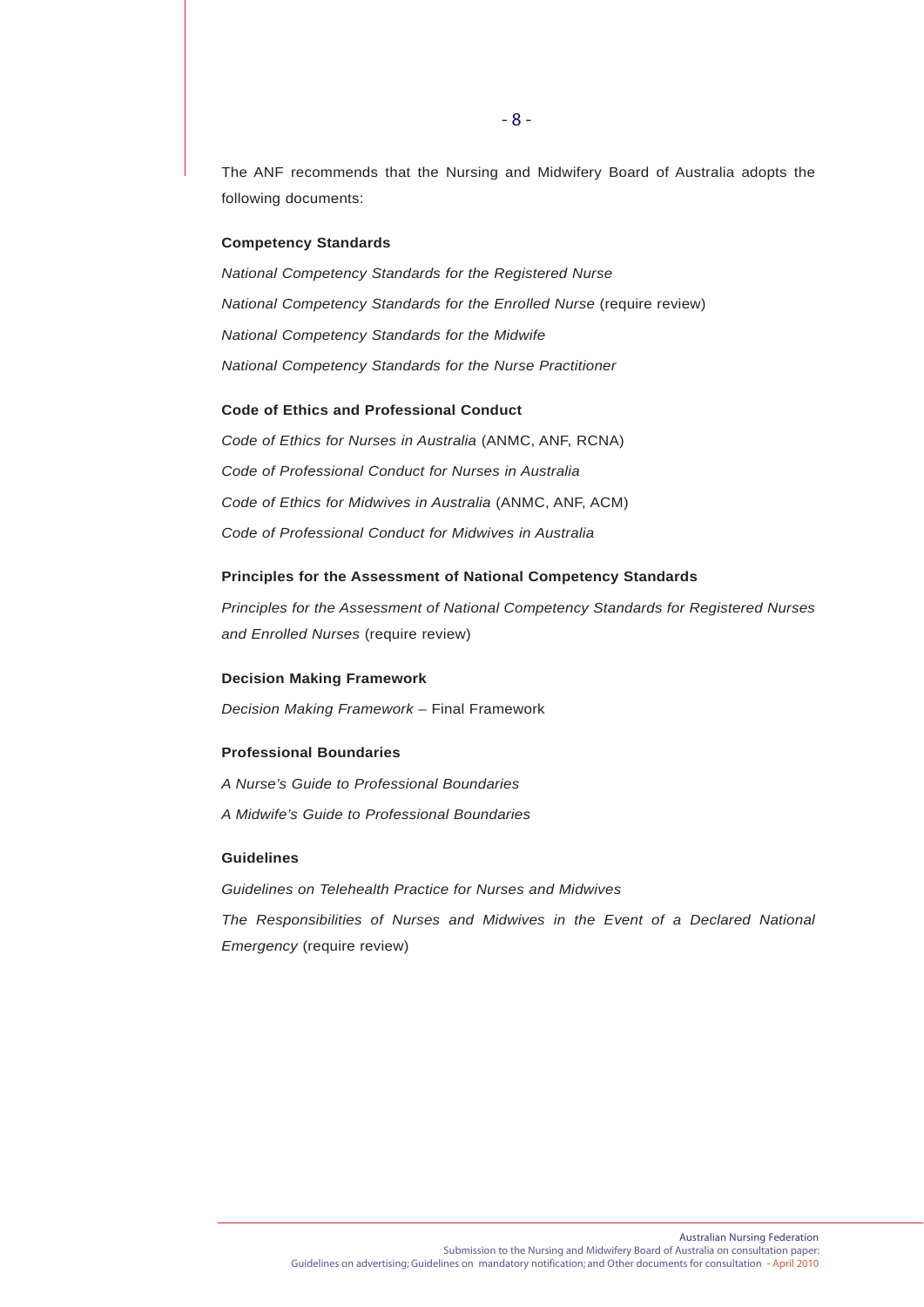The ANF recommends that the Nursing and Midwifery Board of Australia adopts the following documents:

**Competency Standards**

*National Competency Standards for the Registered Nurse*

*National Competency Standards for the Enrolled Nurse* (require review)

*National Competency Standards for the Midwife*

*National Competency Standards for the Nurse Practitioner*

**Code of Ethics and Professional Conduct**

*Code of Ethics for Nurses in Australia* (ANMC, ANF, RCNA)

*Code of Professional Conduct for Nurses in Australia*

*Code of Ethics for Midwives in Australia* (ANMC, ANF, ACM)

*Code of Professional Conduct for Midwives in Australia*

**Principles for the Assessment of National Competency Standards**

*Principles for the Assessment of National Competency Standards for Registered Nurses and Enrolled Nurses* (require review)

**Decision Making Framework**

*Decision Making Framework* – Final Framework

**Professional Boundaries**

*A Nurse's Guide to Professional Boundaries*

*A Midwife's Guide to Professional Boundaries*

**Guidelines**

*Guidelines on Telehealth Practice for Nurses and Midwives*

*The Responsibilities of Nurses and Midwives in the Event of a Declared National Emergency* (require review)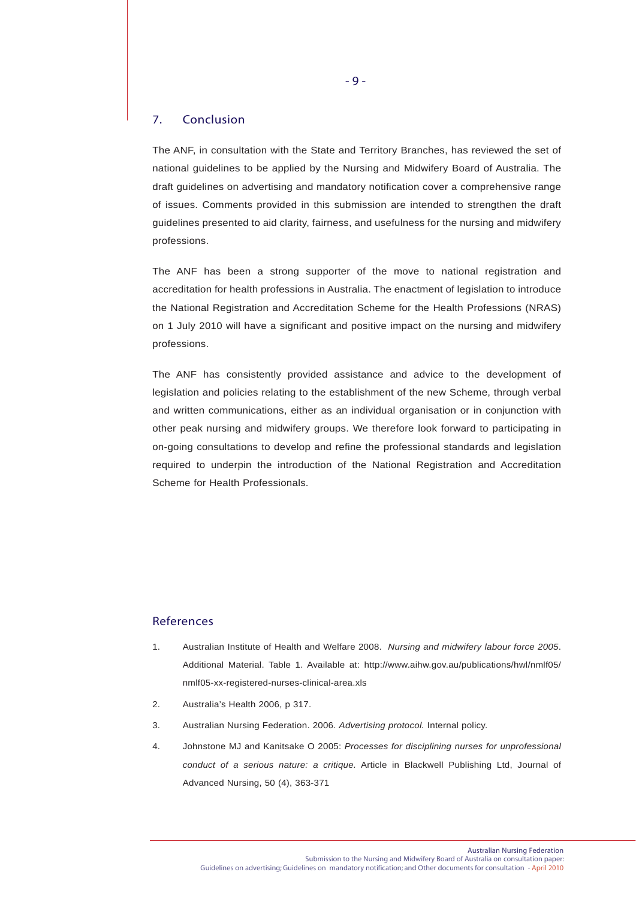## 7. Conclusion

The ANF, in consultation with the State and Territory Branches, has reviewed the set of national guidelines to be applied by the Nursing and Midwifery Board of Australia. The draft guidelines on advertising and mandatory notification cover a comprehensive range of issues. Comments provided in this submission are intended to strengthen the draft guidelines presented to aid clarity, fairness, and usefulness for the nursing and midwifery professions.

The ANF has been a strong supporter of the move to national registration and accreditation for health professions in Australia. The enactment of legislation to introduce the National Registration and Accreditation Scheme for the Health Professions (NRAS) on 1 July 2010 will have a significant and positive impact on the nursing and midwifery professions.

The ANF has consistently provided assistance and advice to the development of legislation and policies relating to the establishment of the new Scheme, through verbal and written communications, either as an individual organisation or in conjunction with other peak nursing and midwifery groups. We therefore look forward to participating in on-going consultations to develop and refine the professional standards and legislation required to underpin the introduction of the National Registration and Accreditation Scheme for Health Professionals.

## References

1. Australian Institute of Health and Welfare 2008. *Nursing and midwifery labour force 2005*. Additional Material. Table 1. Available at: http://www.aihw.gov.au/publications/hwl/nmlf05/nmlf05-xx-registered-nurses-clinical-area.xls
2. Australia's Health 2006, p 317.
3. Australian Nursing Federation. 2006. *Advertising protocol.* Internal policy.
4. Johnstone MJ and Kanitsake O 2005: *Processes for disciplining nurses for unprofessional conduct of a serious nature: a critique.* Article in Blackwell Publishing Ltd, Journal of Advanced Nursing, 50 (4), 363-371